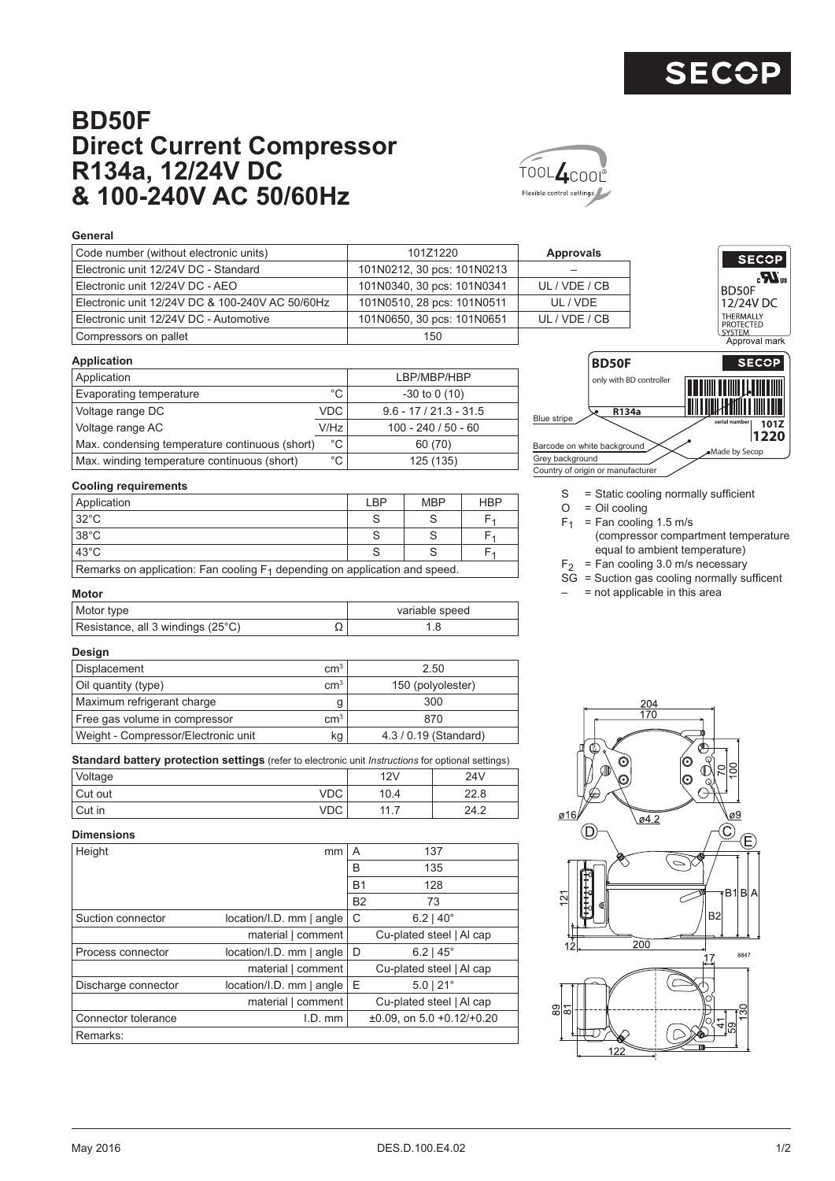SECOP

# BD50F Direct Current Compressor R134a, 12/24V DC & 100-240V AC 50/60Hz

TOOL4COOL® Flexible control settings

### General

| | | |
|---|---|---|
| Code number (without electronic units) | 101Z1220 | **Approvals** |
| Electronic unit 12/24V DC - Standard | 101N0212, 30 pcs: 101N0213 | – |
| Electronic unit 12/24V DC - AEO | 101N0340, 30 pcs: 101N0341 | UL / VDE / CB |
| Electronic unit 12/24V DC & 100-240V AC 50/60Hz | 101N0510, 28 pcs: 101N0511 | UL / VDE |
| Electronic unit 12/24V DC - Automotive | 101N0650, 30 pcs: 101N0651 | UL / VDE / CB |
| Compressors on pallet | 150 | |

SECOP c UL us BD50F 12/24V DC THERMALLY PROTECTED SYSTEM

Approval mark

### Application

| | | |
|---|---|---|
| Application | | LBP/MBP/HBP |
| Evaporating temperature | °C | -30 to 0 (10) |
| Voltage range DC | VDC | 9.6 - 17 / 21.3 - 31.5 |
| Voltage range AC | V/Hz | 100 - 240 / 50 - 60 |
| Max. condensing temperature continuous (short) | °C | 60 (70) |
| Max. winding temperature continuous (short) | °C | 125 (135) |

BD50F SECOP only with BD controller R134a serial number 101Z 1220

Blue stripe

Barcode on white background

Grey background

Country of origin or manufacturer

Made by Secop

### Cooling requirements

| Application | LBP | MBP | HBP |
|---|---|---|---|
| 32°C | S | S | $F_1$ |
| 38°C | S | S | $F_1$ |
| 43°C | S | S | $F_1$ |
| Remarks on application: Fan cooling $F_1$ depending on application and speed. | | | |

S = Static cooling normally sufficient

O = Oil cooling

$F_1$ = Fan cooling 1.5 m/s (compressor compartment temperature equal to ambient temperature)

$F_2$ = Fan cooling 3.0 m/s necessary

SG = Suction gas cooling normally sufficent

– = not applicable in this area

### Motor

| | | |
|---|---|---|
| Motor type | | variable speed |
| Resistance, all 3 windings (25°C) | Ω | 1.8 |

### Design

| | | |
|---|---|---|
| Displacement | $cm^3$ | 2.50 |
| Oil quantity (type) | $cm^3$ | 150 (polyolester) |
| Maximum refrigerant charge | g | 300 |
| Free gas volume in compressor | $cm^3$ | 870 |
| Weight - Compressor/Electronic unit | kg | 4.3 / 0.19 (Standard) |

### Standard battery protection settings (refer to electronic unit *Instructions* for optional settings)

| Voltage | | 12V | 24V |
|---|---|---|---|
| Cut out | VDC | 10.4 | 22.8 |
| Cut in | VDC | 11.7 | 24.2 |

### Dimensions

| | | | |
|---|---|---|---|
| Height | mm | A | 137 |
| | | B | 135 |
| | | B1 | 128 |
| | | B2 | 73 |
| Suction connector | location/I.D. mm \| angle | C | 6.2 \| 40° |
| | material \| comment | | Cu-plated steel \| Al cap |
| Process connector | location/I.D. mm \| angle | D | 6.2 \| 45° |
| | material \| comment | | Cu-plated steel \| Al cap |
| Discharge connector | location/I.D. mm \| angle | E | 5.0 \| 21° |
| | material \| comment | | Cu-plated steel \| Al cap |
| Connector tolerance | I.D. mm | | ±0.09, on 5.0 +0.12/+0.20 |
| Remarks: | | | |

204
170
70
100
ø16
ø4.2
ø9
D
C
E
121
B1
B
A
B2
12
200
17
8847
89
81
41
59
130
122

May 2016 DES.D.100.E4.02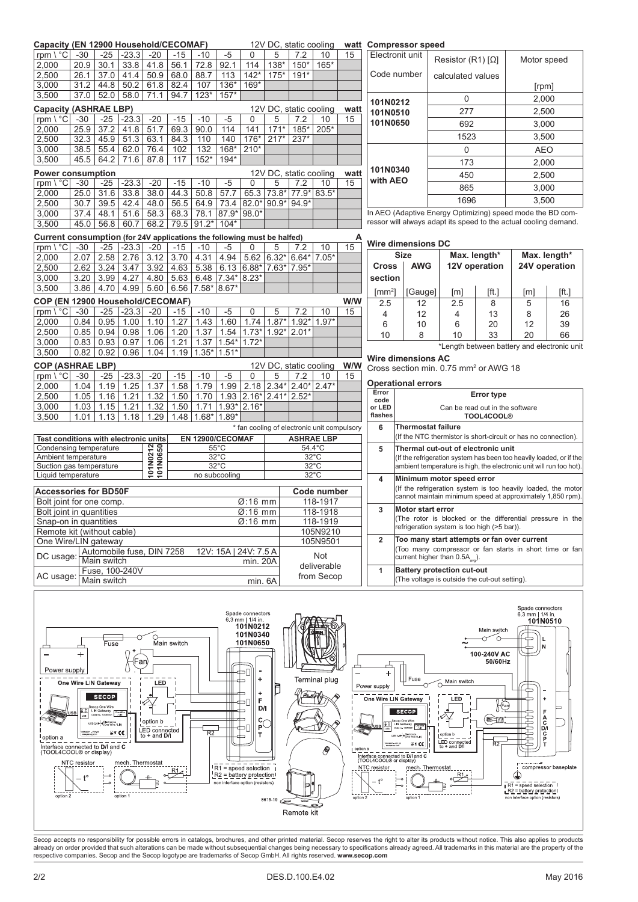## Capacity (EN 12900 Household/CECOMAF) — 12V DC, static cooling — watt

| rpm \ °C | -30 | -25 | -23.3 | -20 | -15 | -10 | -5 | 0 | 5 | 7.2 | 10 | 15 |
|---|---|---|---|---|---|---|---|---|---|---|---|---|
| 2,000 | 20.9 | 30.1 | 33.8 | 41.8 | 56.1 | 72.8 | 92.1 | 114 | 138* | 150* | 165* | |
| 2,500 | 26.1 | 37.0 | 41.4 | 50.9 | 68.0 | 88.7 | 113 | 142* | 175* | 191* | | |
| 3,000 | 31.2 | 44.8 | 50.2 | 61.8 | 82.4 | 107 | 136* | 169* | | | | |
| 3,500 | 37.0 | 52.0 | 58.0 | 71.1 | 94.7 | 123* | 157* | | | | | |

## Capacity (ASHRAE LBP) — 12V DC, static cooling — watt

| rpm \ °C | -30 | -25 | -23.3 | -20 | -15 | -10 | -5 | 0 | 5 | 7.2 | 10 | 15 |
|---|---|---|---|---|---|---|---|---|---|---|---|---|
| 2,000 | 25.9 | 37.2 | 41.8 | 51.7 | 69.3 | 90.0 | 114 | 141 | 171* | 185* | 205* | |
| 2,500 | 32.3 | 45.9 | 51.3 | 63.1 | 84.3 | 110 | 140 | 176* | 217* | 237* | | |
| 3,000 | 38.5 | 55.4 | 62.0 | 76.4 | 102 | 132 | 168* | 210* | | | | |
| 3,500 | 45.5 | 64.2 | 71.6 | 87.8 | 117 | 152* | 194* | | | | | |

## Power consumption — 12V DC, static cooling — watt

| rpm \ °C | -30 | -25 | -23.3 | -20 | -15 | -10 | -5 | 0 | 5 | 7.2 | 10 | 15 |
|---|---|---|---|---|---|---|---|---|---|---|---|---|
| 2,000 | 25.0 | 31.6 | 33.8 | 38.0 | 44.3 | 50.8 | 57.7 | 65.3 | 73.8* | 77.9* | 83.5* | |
| 2,500 | 30.7 | 39.5 | 42.4 | 48.0 | 56.5 | 64.9 | 73.4 | 82.0* | 90.9* | 94.9* | | |
| 3,000 | 37.4 | 48.1 | 51.6 | 58.3 | 68.3 | 78.1 | 87.9* | 98.0* | | | | |
| 3,500 | 45.0 | 56.8 | 60.7 | 68.2 | 79.5 | 91.2* | 104* | | | | | |

## Current consumption (for 24V applications the following must be halfed) — A

| rpm \ °C | -30 | -25 | -23.3 | -20 | -15 | -10 | -5 | 0 | 5 | 7.2 | 10 | 15 |
|---|---|---|---|---|---|---|---|---|---|---|---|---|
| 2,000 | 2.07 | 2.58 | 2.76 | 3.12 | 3.70 | 4.31 | 4.94 | 5.62 | 6.32* | 6.64* | 7.05* | |
| 2,500 | 2.62 | 3.24 | 3.47 | 3.92 | 4.63 | 5.38 | 6.13 | 6.88* | 7.63* | 7.95* | | |
| 3,000 | 3.20 | 3.99 | 4.27 | 4.80 | 5.63 | 6.48 | 7.34* | 8.23* | | | | |
| 3,500 | 3.86 | 4.70 | 4.99 | 5.60 | 6.56 | 7.58* | 8.67* | | | | | |

## COP (EN 12900 Household/CECOMAF) — W/W

| rpm \ °C | -30 | -25 | -23.3 | -20 | -15 | -10 | -5 | 0 | 5 | 7.2 | 10 | 15 |
|---|---|---|---|---|---|---|---|---|---|---|---|---|
| 2,000 | 0.84 | 0.95 | 1.00 | 1.10 | 1.27 | 1.43 | 1.60 | 1.74 | 1.87* | 1.92* | 1.97* | |
| 2,500 | 0.85 | 0.94 | 0.98 | 1.06 | 1.20 | 1.37 | 1.54 | 1.73* | 1.92* | 2.01* | | |
| 3,000 | 0.83 | 0.93 | 0.97 | 1.06 | 1.21 | 1.37 | 1.54* | 1.72* | | | | |
| 3,500 | 0.82 | 0.92 | 0.96 | 1.04 | 1.19 | 1.35* | 1.51* | | | | | |

## COP (ASHRAE LBP) — 12V DC, static cooling — W/W

| rpm \ °C | -30 | -25 | -23.3 | -20 | -15 | -10 | -5 | 0 | 5 | 7.2 | 10 | 15 |
|---|---|---|---|---|---|---|---|---|---|---|---|---|
| 2,000 | 1.04 | 1.19 | 1.25 | 1.37 | 1.58 | 1.79 | 1.99 | 2.18 | 2.34* | 2.40* | 2.47* | |
| 2,500 | 1.05 | 1.16 | 1.21 | 1.32 | 1.50 | 1.70 | 1.93 | 2.16* | 2.41* | 2.52* | | |
| 3,000 | 1.03 | 1.15 | 1.21 | 1.32 | 1.50 | 1.71 | 1.93* | 2.16* | | | | |
| 3,500 | 1.01 | 1.13 | 1.18 | 1.29 | 1.48 | 1.68* | 1.89* | | | | | |

\* fan cooling of electronic unit compulsory

| Test conditions with electronic units | | EN 12900/CECOMAF | ASHRAE LBP |
|---|---|---|---|
| Condensing temperature | 101N0212 101N0650 | 55°C | 54.4°C |
| Ambient temperature | | 32°C | 32°C |
| Suction gas temperature | | 32°C | 32°C |
| Liquid temperature | | no subcooling | 32°C |

| Accessories for BD50F | | | Code number |
|---|---|---|---|
| Bolt joint for one comp. | | Ø:16 mm | 118-1917 |
| Bolt joint in quantities | | Ø:16 mm | 118-1918 |
| Snap-on in quantities | | Ø:16 mm | 118-1919 |
| Remote kit (without cable) | | | 105N9210 |
| One Wire/LIN gateway | | | 105N9501 |
| DC usage: | Automobile fuse, DIN 7258 | 12V: 15A \| 24V: 7.5 A | Not deliverable from Secop |
| | Main switch | min. 20A | |
| AC usage: | Fuse, 100-240V | | |
| | Main switch | min. 6A | |

## Compressor speed

| Electronit unit Code number | Resistor (R1) [Ω] calculated values | Motor speed [rpm] |
|---|---|---|
| 101N0212 101N0510 101N0650 | 0 | 2,000 |
| | 277 | 2,500 |
| | 692 | 3,000 |
| | 1523 | 3,500 |
| 101N0340 with AEO | 0 | AEO |
| | 173 | 2,000 |
| | 450 | 2,500 |
| | 865 | 3,000 |
| | 1696 | 3,500 |

In AEO (Adaptive Energy Optimizing) speed mode the BD compressor will always adapt its speed to the actual cooling demand.

## Wire dimensions DC

| Size Cross section [mm²] | AWG [Gauge] | Max. length* 12V operation [m] | [ft.] | Max. length* 24V operation [m] | [ft.] |
|---|---|---|---|---|---|
| 2.5 | 12 | 2.5 | 8 | 5 | 16 |
| 4 | 12 | 4 | 13 | 8 | 26 |
| 6 | 10 | 6 | 20 | 12 | 39 |
| 10 | 8 | 10 | 33 | 20 | 66 |

\*Length between battery and electronic unit

## Wire dimensions AC

Cross section min. 0.75 mm² or AWG 18

## Operational errors

| Error code or LED flashes | Error type<br>Can be read out in the software **TOOL4COOL®** |
|---|---|
| 6 | **Thermostat failure**<br>(If the NTC thermistor is short-circuit or has no connection). |
| 5 | **Thermal cut-out of electronic unit**<br>(If the refrigeration system has been too heavily loaded, or if the ambient temperature is high, the electronic unit will run too hot). |
| 4 | **Minimum motor speed error**<br>(If the refrigeration system is too heavily loaded, the motor cannot maintain minimum speed at approximately 1,850 rpm). |
| 3 | **Motor start error**<br>(The rotor is blocked or the differential pressure in the refrigeration system is too high (>5 bar)). |
| 2 | **Too many start attempts or fan over current**<br>(Too many compressor or fan starts in short time or fan current higher than $0.5A_{avg}$). |
| 1 | **Battery protection cut-out**<br>(The voltage is outside the cut-out setting). |

Spade connectors 6.3 mm | 1/4 in.
101N0212
101N0340
101N0650

Fuse
Main switch
Fan
Power supply
One Wire LIN Gateway
SECOP
USB
LED
option a
option b
LED connected to + and D/I
R2
Interface connected to D/I and C (TOOL4COOL® or display)
NTC resistor
mech. Thermostat
R1
option 2
option 1
- + + F D/I C P T
R1 = speed selection
R2 = battery protection
non interface option (resistors)
Terminal plug
8615-19
Remote kit

Spade connectors 6.3 mm | 1/4 in.
101N0510
Main switch
L N
100-240V AC 50/60Hz
Fuse
Power supply
One Wire LIN Gateway
SECOP
LED
Fan
option a
option b
LED connected to + and D/I
R2
Interface connected to D/I and C (TOOL4COOL® or display)
NTC resistor
mech. Thermostat
R1
option 2
option 1
compressor baseplate
+ F A C D/I C P T
R1 = speed selection
R2 = battery protection
non interface option (resistors)

Secop accepts no responsibility for possible errors in catalogs, brochures, and other printed material. Secop reserves the right to alter its products without notice. This also applies to products already on order provided that such alterations can be made without subsequential changes being necessary to specifications already agreed. All trademarks in this material are the property of the respective companies. Secop and the Secop logotype are trademarks of Secop GmbH. All rights reserved. **www.secop.com**

DES.D.100.E4.02 — May 2016